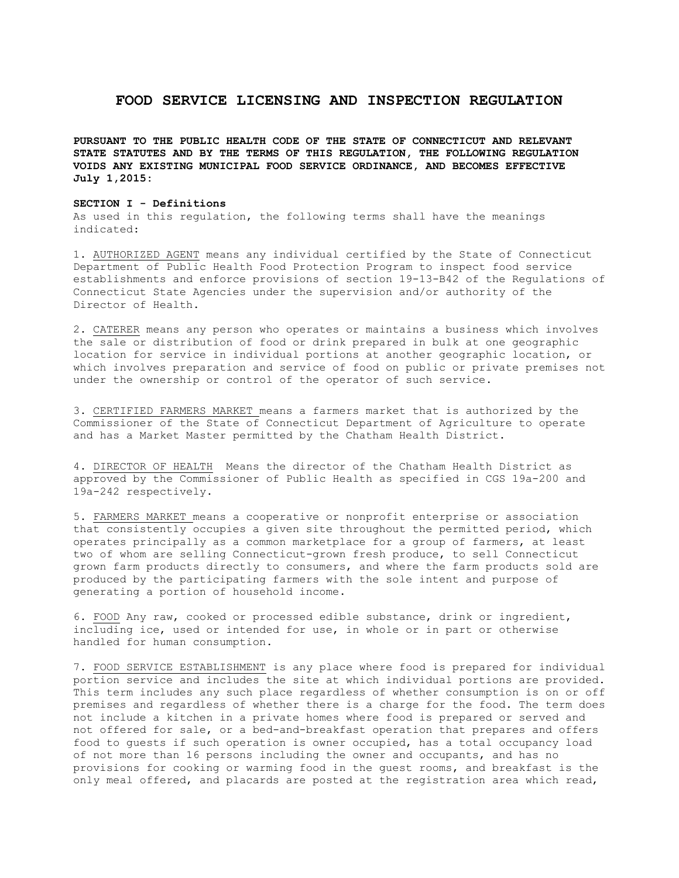# FOOD SERVICE LICENSING AND INSPECTION REGULATION

**PURSUANT TO THE PUBLIC HEALTH CODE OF THE STATE OF CONNECTICUT AND RELEVANT STATE STATUTES AND BY THE TERMS OF THIS REGULATION, THE FOLLOWING REGULATION VOIDS ANY EXISTING MUNICIPAL FOOD SERVICE ORDINANCE, AND BECOMES EFFECTIVE July 1,2015:**

**SECTION I - Definitions**

As used in this regulation, the following terms shall have the meanings indicated:

1. AUTHORIZED AGENT means any individual certified by the State of Connecticut Department of Public Health Food Protection Program to inspect food service establishments and enforce provisions of section 19-13-B42 of the Regulations of Connecticut State Agencies under the supervision and/or authority of the Director of Health.

2. CATERER means any person who operates or maintains a business which involves the sale or distribution of food or drink prepared in bulk at one geographic location for service in individual portions at another geographic location, or which involves preparation and service of food on public or private premises not under the ownership or control of the operator of such service.

3. CERTIFIED FARMERS MARKET means a farmers market that is authorized by the Commissioner of the State of Connecticut Department of Agriculture to operate and has a Market Master permitted by the Chatham Health District.

4. DIRECTOR OF HEALTH Means the director of the Chatham Health District as approved by the Commissioner of Public Health as specified in CGS 19a-200 and 19a-242 respectively.

5. FARMERS MARKET means a cooperative or nonprofit enterprise or association that consistently occupies a given site throughout the permitted period, which operates principally as a common marketplace for a group of farmers, at least two of whom are selling Connecticut-grown fresh produce, to sell Connecticut grown farm products directly to consumers, and where the farm products sold are produced by the participating farmers with the sole intent and purpose of generating a portion of household income.

6. FOOD Any raw, cooked or processed edible substance, drink or ingredient, including ice, used or intended for use, in whole or in part or otherwise handled for human consumption.

7. FOOD SERVICE ESTABLISHMENT is any place where food is prepared for individual portion service and includes the site at which individual portions are provided. This term includes any such place regardless of whether consumption is on or off premises and regardless of whether there is a charge for the food. The term does not include a kitchen in a private homes where food is prepared or served and not offered for sale, or a bed-and-breakfast operation that prepares and offers food to guests if such operation is owner occupied, has a total occupancy load of not more than 16 persons including the owner and occupants, and has no provisions for cooking or warming food in the guest rooms, and breakfast is the only meal offered, and placards are posted at the registration area which read,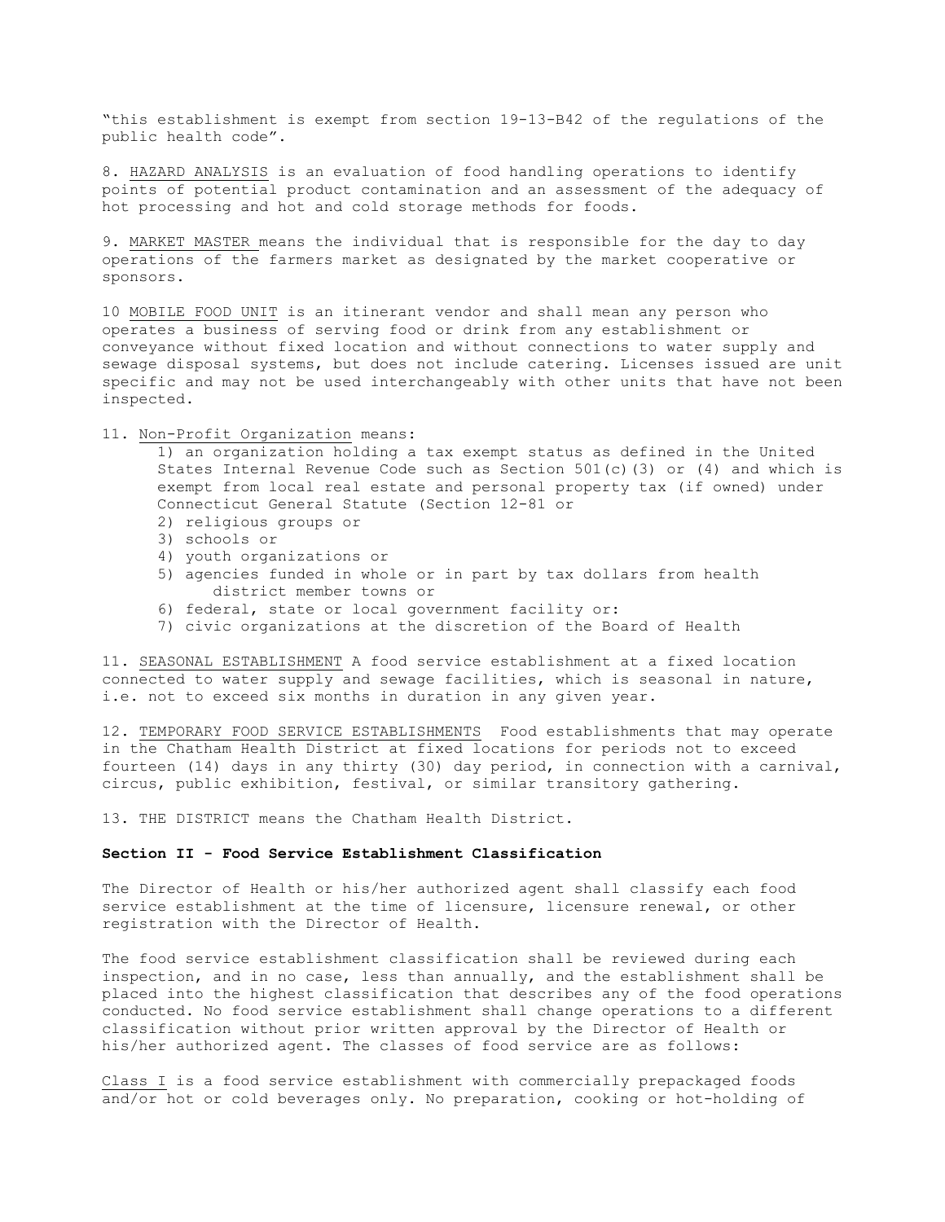"this establishment is exempt from section 19-13-B42 of the regulations of the public health code".

8. HAZARD ANALYSIS is an evaluation of food handling operations to identify points of potential product contamination and an assessment of the adequacy of hot processing and hot and cold storage methods for foods.

9. MARKET MASTER means the individual that is responsible for the day to day operations of the farmers market as designated by the market cooperative or sponsors.

10 MOBILE FOOD UNIT is an itinerant vendor and shall mean any person who operates a business of serving food or drink from any establishment or conveyance without fixed location and without connections to water supply and sewage disposal systems, but does not include catering. Licenses issued are unit specific and may not be used interchangeably with other units that have not been inspected.

11. Non-Profit Organization means:

1) an organization holding a tax exempt status as defined in the United States Internal Revenue Code such as Section 501(c)(3) or (4) and which is exempt from local real estate and personal property tax (if owned) under Connecticut General Statute (Section 12-81 or
2) religious groups or
3) schools or
4) youth organizations or
5) agencies funded in whole or in part by tax dollars from health district member towns or
6) federal, state or local government facility or:
7) civic organizations at the discretion of the Board of Health

11. SEASONAL ESTABLISHMENT A food service establishment at a fixed location connected to water supply and sewage facilities, which is seasonal in nature, i.e. not to exceed six months in duration in any given year.

12. TEMPORARY FOOD SERVICE ESTABLISHMENTS Food establishments that may operate in the Chatham Health District at fixed locations for periods not to exceed fourteen (14) days in any thirty (30) day period, in connection with a carnival, circus, public exhibition, festival, or similar transitory gathering.

13. THE DISTRICT means the Chatham Health District.

## Section II - Food Service Establishment Classification

The Director of Health or his/her authorized agent shall classify each food service establishment at the time of licensure, licensure renewal, or other registration with the Director of Health.

The food service establishment classification shall be reviewed during each inspection, and in no case, less than annually, and the establishment shall be placed into the highest classification that describes any of the food operations conducted. No food service establishment shall change operations to a different classification without prior written approval by the Director of Health or his/her authorized agent. The classes of food service are as follows:

Class I is a food service establishment with commercially prepackaged foods and/or hot or cold beverages only. No preparation, cooking or hot-holding of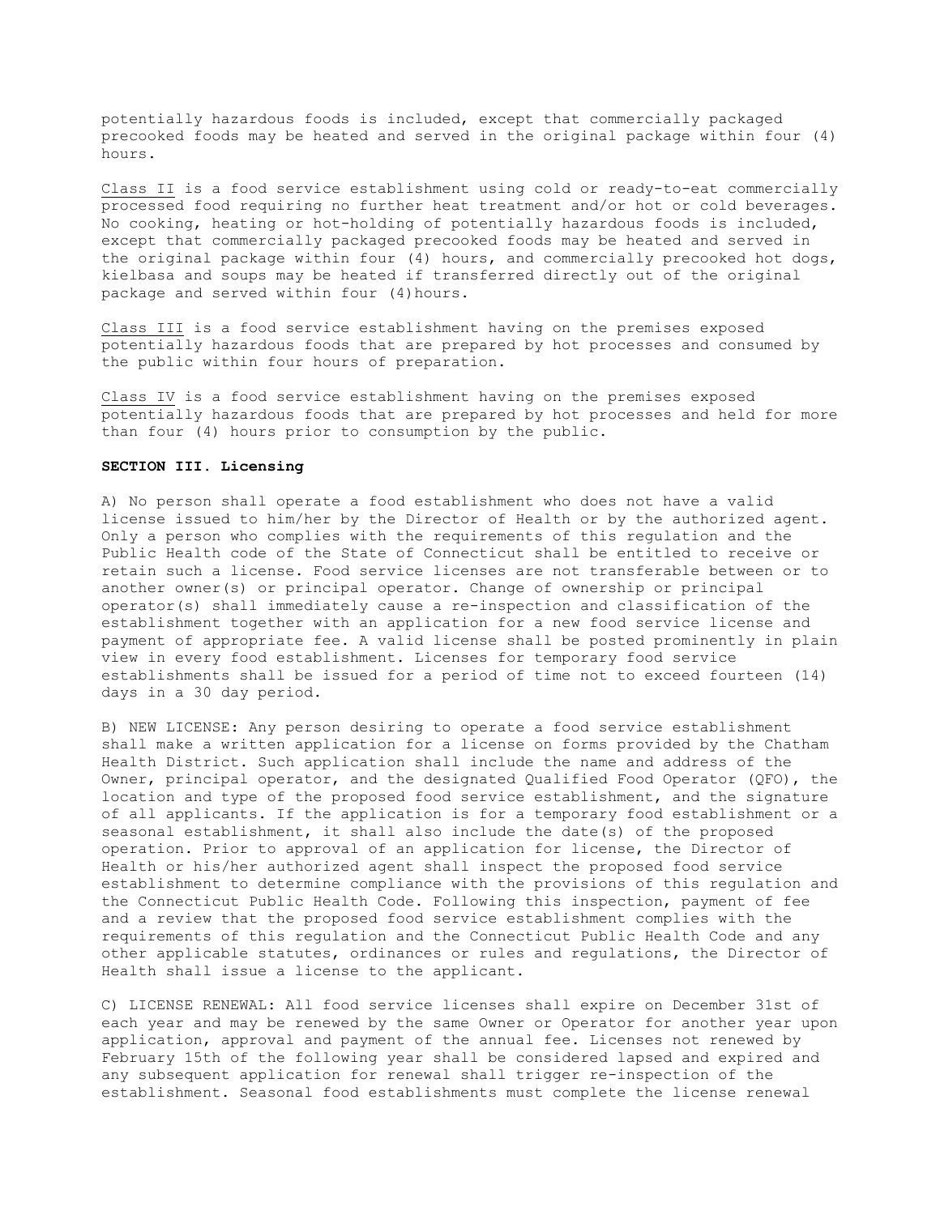potentially hazardous foods is included, except that commercially packaged precooked foods may be heated and served in the original package within four (4) hours.

Class II is a food service establishment using cold or ready-to-eat commercially processed food requiring no further heat treatment and/or hot or cold beverages. No cooking, heating or hot-holding of potentially hazardous foods is included, except that commercially packaged precooked foods may be heated and served in the original package within four (4) hours, and commercially precooked hot dogs, kielbasa and soups may be heated if transferred directly out of the original package and served within four (4)hours.

Class III is a food service establishment having on the premises exposed potentially hazardous foods that are prepared by hot processes and consumed by the public within four hours of preparation.

Class IV is a food service establishment having on the premises exposed potentially hazardous foods that are prepared by hot processes and held for more than four (4) hours prior to consumption by the public.

**SECTION III. Licensing**

A) No person shall operate a food establishment who does not have a valid license issued to him/her by the Director of Health or by the authorized agent. Only a person who complies with the requirements of this regulation and the Public Health code of the State of Connecticut shall be entitled to receive or retain such a license. Food service licenses are not transferable between or to another owner(s) or principal operator. Change of ownership or principal operator(s) shall immediately cause a re-inspection and classification of the establishment together with an application for a new food service license and payment of appropriate fee. A valid license shall be posted prominently in plain view in every food establishment. Licenses for temporary food service establishments shall be issued for a period of time not to exceed fourteen (14) days in a 30 day period.

B) NEW LICENSE: Any person desiring to operate a food service establishment shall make a written application for a license on forms provided by the Chatham Health District. Such application shall include the name and address of the Owner, principal operator, and the designated Qualified Food Operator (QFO), the location and type of the proposed food service establishment, and the signature of all applicants. If the application is for a temporary food establishment or a seasonal establishment, it shall also include the date(s) of the proposed operation. Prior to approval of an application for license, the Director of Health or his/her authorized agent shall inspect the proposed food service establishment to determine compliance with the provisions of this regulation and the Connecticut Public Health Code. Following this inspection, payment of fee and a review that the proposed food service establishment complies with the requirements of this regulation and the Connecticut Public Health Code and any other applicable statutes, ordinances or rules and regulations, the Director of Health shall issue a license to the applicant.

C) LICENSE RENEWAL: All food service licenses shall expire on December 31st of each year and may be renewed by the same Owner or Operator for another year upon application, approval and payment of the annual fee. Licenses not renewed by February 15th of the following year shall be considered lapsed and expired and any subsequent application for renewal shall trigger re-inspection of the establishment. Seasonal food establishments must complete the license renewal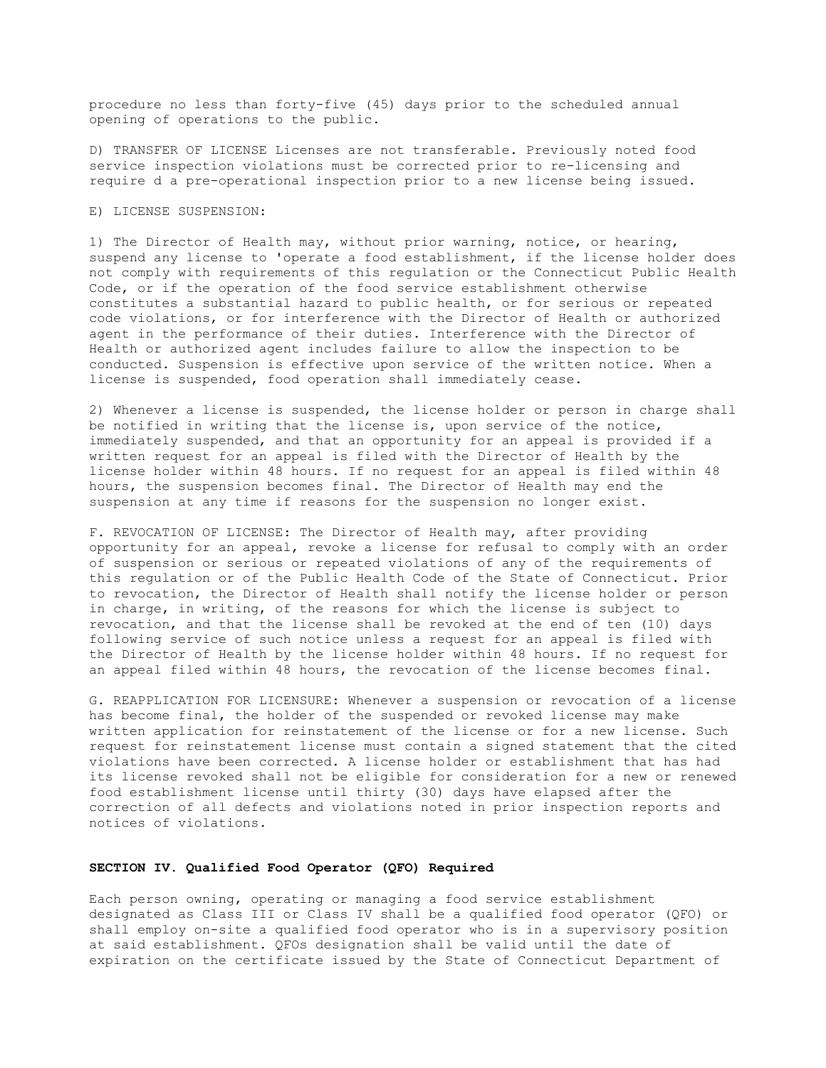procedure no less than forty-five (45) days prior to the scheduled annual opening of operations to the public.

D) TRANSFER OF LICENSE Licenses are not transferable. Previously noted food service inspection violations must be corrected prior to re-licensing and require d a pre-operational inspection prior to a new license being issued.

E) LICENSE SUSPENSION:

1) The Director of Health may, without prior warning, notice, or hearing, suspend any license to 'operate a food establishment, if the license holder does not comply with requirements of this regulation or the Connecticut Public Health Code, or if the operation of the food service establishment otherwise constitutes a substantial hazard to public health, or for serious or repeated code violations, or for interference with the Director of Health or authorized agent in the performance of their duties. Interference with the Director of Health or authorized agent includes failure to allow the inspection to be conducted. Suspension is effective upon service of the written notice. When a license is suspended, food operation shall immediately cease.

2) Whenever a license is suspended, the license holder or person in charge shall be notified in writing that the license is, upon service of the notice, immediately suspended, and that an opportunity for an appeal is provided if a written request for an appeal is filed with the Director of Health by the license holder within 48 hours. If no request for an appeal is filed within 48 hours, the suspension becomes final. The Director of Health may end the suspension at any time if reasons for the suspension no longer exist.

F. REVOCATION OF LICENSE: The Director of Health may, after providing opportunity for an appeal, revoke a license for refusal to comply with an order of suspension or serious or repeated violations of any of the requirements of this regulation or of the Public Health Code of the State of Connecticut. Prior to revocation, the Director of Health shall notify the license holder or person in charge, in writing, of the reasons for which the license is subject to revocation, and that the license shall be revoked at the end of ten (10) days following service of such notice unless a request for an appeal is filed with the Director of Health by the license holder within 48 hours. If no request for an appeal filed within 48 hours, the revocation of the license becomes final.

G. REAPPLICATION FOR LICENSURE: Whenever a suspension or revocation of a license has become final, the holder of the suspended or revoked license may make written application for reinstatement of the license or for a new license. Such request for reinstatement license must contain a signed statement that the cited violations have been corrected. A license holder or establishment that has had its license revoked shall not be eligible for consideration for a new or renewed food establishment license until thirty (30) days have elapsed after the correction of all defects and violations noted in prior inspection reports and notices of violations.

## SECTION IV. Qualified Food Operator (QFO) Required

Each person owning, operating or managing a food service establishment designated as Class III or Class IV shall be a qualified food operator (QFO) or shall employ on-site a qualified food operator who is in a supervisory position at said establishment. QFOs designation shall be valid until the date of expiration on the certificate issued by the State of Connecticut Department of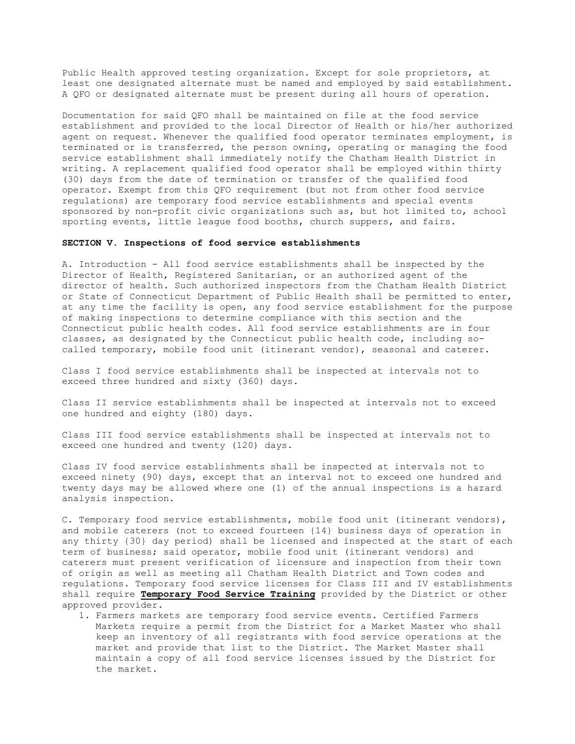Public Health approved testing organization. Except for sole proprietors, at least one designated alternate must be named and employed by said establishment. A QFO or designated alternate must be present during all hours of operation.

Documentation for said QFO shall be maintained on file at the food service establishment and provided to the local Director of Health or his/her authorized agent on request. Whenever the qualified food operator terminates employment, is terminated or is transferred, the person owning, operating or managing the food service establishment shall immediately notify the Chatham Health District in writing. A replacement qualified food operator shall be employed within thirty (30) days from the date of termination or transfer of the qualified food operator. Exempt from this QFO requirement (but not from other food service regulations) are temporary food service establishments and special events sponsored by non-profit civic organizations such as, but hot limited to, school sporting events, little league food booths, church suppers, and fairs.

**SECTION V. Inspections of food service establishments**

A. Introduction - All food service establishments shall be inspected by the Director of Health, Registered Sanitarian, or an authorized agent of the director of health. Such authorized inspectors from the Chatham Health District or State of Connecticut Department of Public Health shall be permitted to enter, at any time the facility is open, any food service establishment for the purpose of making inspections to determine compliance with this section and the Connecticut public health codes. All food service establishments are in four classes, as designated by the Connecticut public health code, including so-called temporary, mobile food unit (itinerant vendor), seasonal and caterer.

Class I food service establishments shall be inspected at intervals not to exceed three hundred and sixty (360) days.

Class II service establishments shall be inspected at intervals not to exceed one hundred and eighty (180) days.

Class III food service establishments shall be inspected at intervals not to exceed one hundred and twenty (120) days.

Class IV food service establishments shall be inspected at intervals not to exceed ninety (90) days, except that an interval not to exceed one hundred and twenty days may be allowed where one (1) of the annual inspections is a hazard analysis inspection.

C. Temporary food service establishments, mobile food unit (itinerant vendors), and mobile caterers (not to exceed fourteen {14} business days of operation in any thirty {30} day period) shall be licensed and inspected at the start of each term of business; said operator, mobile food unit (itinerant vendors) and caterers must present verification of licensure and inspection from their town of origin as well as meeting all Chatham Health District and Town codes and regulations. Temporary food service licenses for Class III and IV establishments shall require **Temporary Food Service Training** provided by the District or other approved provider.

1. Farmers markets are temporary food service events. Certified Farmers Markets require a permit from the District for a Market Master who shall keep an inventory of all registrants with food service operations at the market and provide that list to the District. The Market Master shall maintain a copy of all food service licenses issued by the District for the market.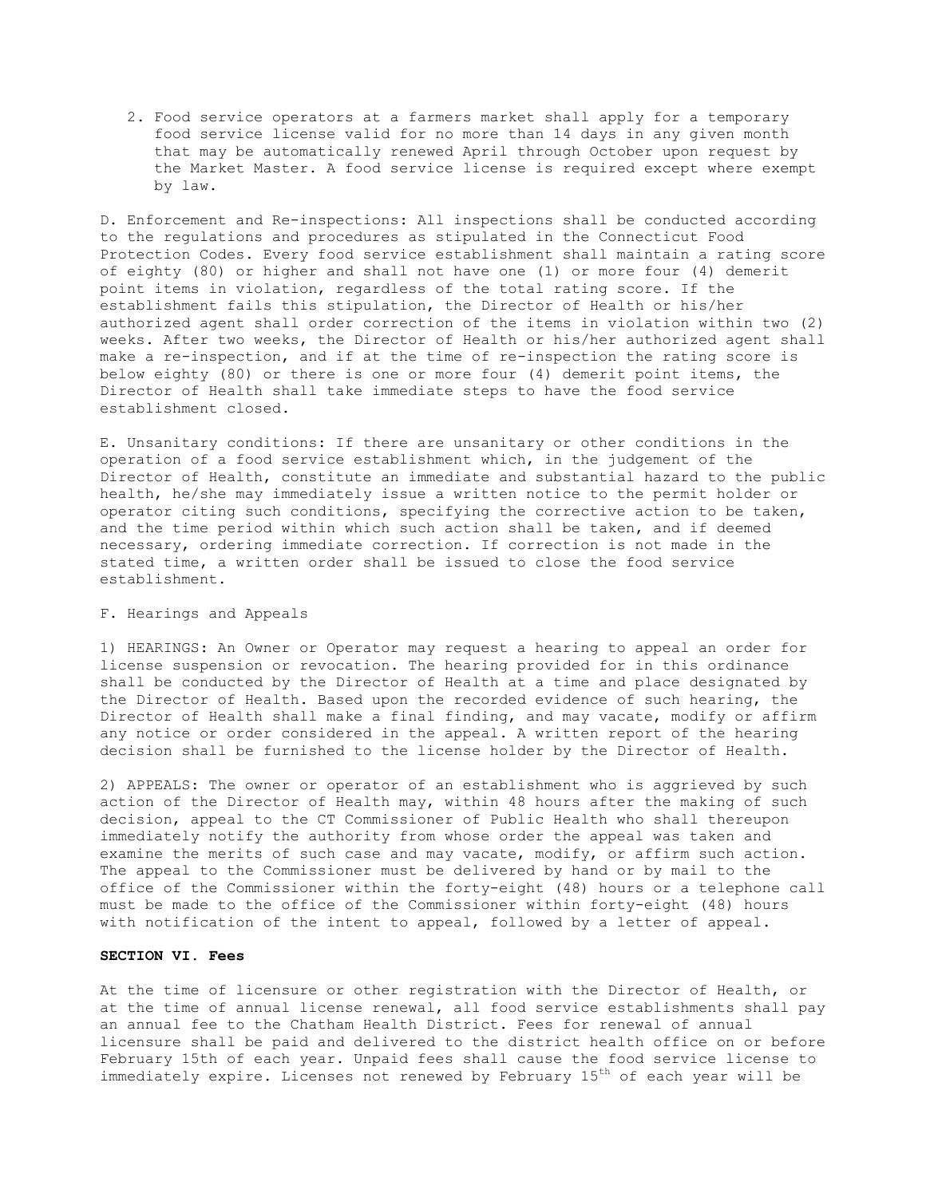2. Food service operators at a farmers market shall apply for a temporary food service license valid for no more than 14 days in any given month that may be automatically renewed April through October upon request by the Market Master. A food service license is required except where exempt by law.

D. Enforcement and Re-inspections: All inspections shall be conducted according to the regulations and procedures as stipulated in the Connecticut Food Protection Codes. Every food service establishment shall maintain a rating score of eighty (80) or higher and shall not have one (1) or more four (4) demerit point items in violation, regardless of the total rating score. If the establishment fails this stipulation, the Director of Health or his/her authorized agent shall order correction of the items in violation within two (2) weeks. After two weeks, the Director of Health or his/her authorized agent shall make a re-inspection, and if at the time of re-inspection the rating score is below eighty (80) or there is one or more four (4) demerit point items, the Director of Health shall take immediate steps to have the food service establishment closed.

E. Unsanitary conditions: If there are unsanitary or other conditions in the operation of a food service establishment which, in the judgement of the Director of Health, constitute an immediate and substantial hazard to the public health, he/she may immediately issue a written notice to the permit holder or operator citing such conditions, specifying the corrective action to be taken, and the time period within which such action shall be taken, and if deemed necessary, ordering immediate correction. If correction is not made in the stated time, a written order shall be issued to close the food service establishment.

F. Hearings and Appeals

1) HEARINGS: An Owner or Operator may request a hearing to appeal an order for license suspension or revocation. The hearing provided for in this ordinance shall be conducted by the Director of Health at a time and place designated by the Director of Health. Based upon the recorded evidence of such hearing, the Director of Health shall make a final finding, and may vacate, modify or affirm any notice or order considered in the appeal. A written report of the hearing decision shall be furnished to the license holder by the Director of Health.

2) APPEALS: The owner or operator of an establishment who is aggrieved by such action of the Director of Health may, within 48 hours after the making of such decision, appeal to the CT Commissioner of Public Health who shall thereupon immediately notify the authority from whose order the appeal was taken and examine the merits of such case and may vacate, modify, or affirm such action. The appeal to the Commissioner must be delivered by hand or by mail to the office of the Commissioner within the forty-eight (48) hours or a telephone call must be made to the office of the Commissioner within forty-eight (48) hours with notification of the intent to appeal, followed by a letter of appeal.

**SECTION VI. Fees**

At the time of licensure or other registration with the Director of Health, or at the time of annual license renewal, all food service establishments shall pay an annual fee to the Chatham Health District. Fees for renewal of annual licensure shall be paid and delivered to the district health office on or before February 15th of each year. Unpaid fees shall cause the food service license to immediately expire. Licenses not renewed by February 15th of each year will be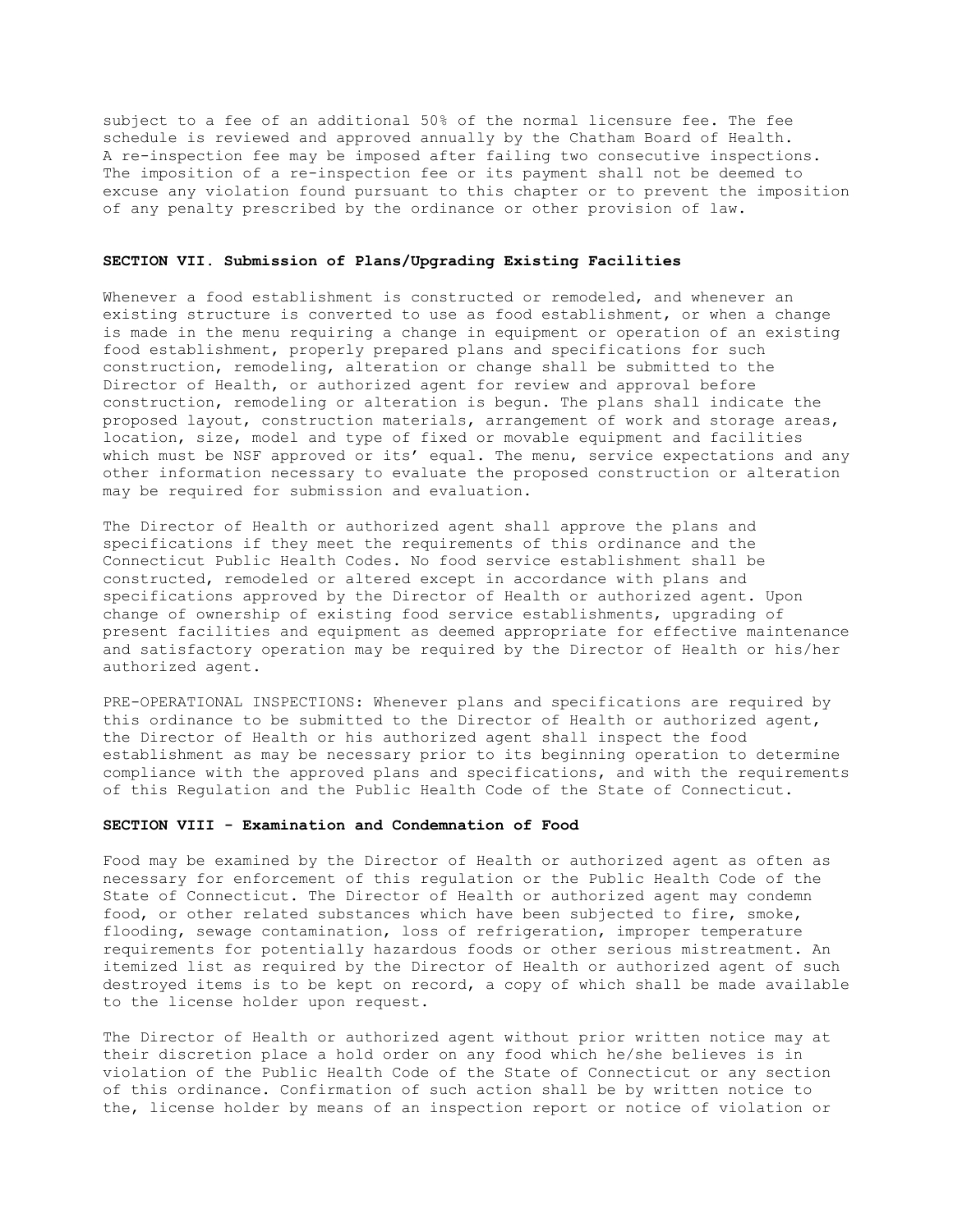subject to a fee of an additional 50% of the normal licensure fee. The fee schedule is reviewed and approved annually by the Chatham Board of Health. A re-inspection fee may be imposed after failing two consecutive inspections. The imposition of a re-inspection fee or its payment shall not be deemed to excuse any violation found pursuant to this chapter or to prevent the imposition of any penalty prescribed by the ordinance or other provision of law.

**SECTION VII. Submission of Plans/Upgrading Existing Facilities**

Whenever a food establishment is constructed or remodeled, and whenever an existing structure is converted to use as food establishment, or when a change is made in the menu requiring a change in equipment or operation of an existing food establishment, properly prepared plans and specifications for such construction, remodeling, alteration or change shall be submitted to the Director of Health, or authorized agent for review and approval before construction, remodeling or alteration is begun. The plans shall indicate the proposed layout, construction materials, arrangement of work and storage areas, location, size, model and type of fixed or movable equipment and facilities which must be NSF approved or its' equal. The menu, service expectations and any other information necessary to evaluate the proposed construction or alteration may be required for submission and evaluation.

The Director of Health or authorized agent shall approve the plans and specifications if they meet the requirements of this ordinance and the Connecticut Public Health Codes. No food service establishment shall be constructed, remodeled or altered except in accordance with plans and specifications approved by the Director of Health or authorized agent. Upon change of ownership of existing food service establishments, upgrading of present facilities and equipment as deemed appropriate for effective maintenance and satisfactory operation may be required by the Director of Health or his/her authorized agent.

PRE-OPERATIONAL INSPECTIONS: Whenever plans and specifications are required by this ordinance to be submitted to the Director of Health or authorized agent, the Director of Health or his authorized agent shall inspect the food establishment as may be necessary prior to its beginning operation to determine compliance with the approved plans and specifications, and with the requirements of this Regulation and the Public Health Code of the State of Connecticut.

**SECTION VIII - Examination and Condemnation of Food**

Food may be examined by the Director of Health or authorized agent as often as necessary for enforcement of this regulation or the Public Health Code of the State of Connecticut. The Director of Health or authorized agent may condemn food, or other related substances which have been subjected to fire, smoke, flooding, sewage contamination, loss of refrigeration, improper temperature requirements for potentially hazardous foods or other serious mistreatment. An itemized list as required by the Director of Health or authorized agent of such destroyed items is to be kept on record, a copy of which shall be made available to the license holder upon request.

The Director of Health or authorized agent without prior written notice may at their discretion place a hold order on any food which he/she believes is in violation of the Public Health Code of the State of Connecticut or any section of this ordinance. Confirmation of such action shall be by written notice to the, license holder by means of an inspection report or notice of violation or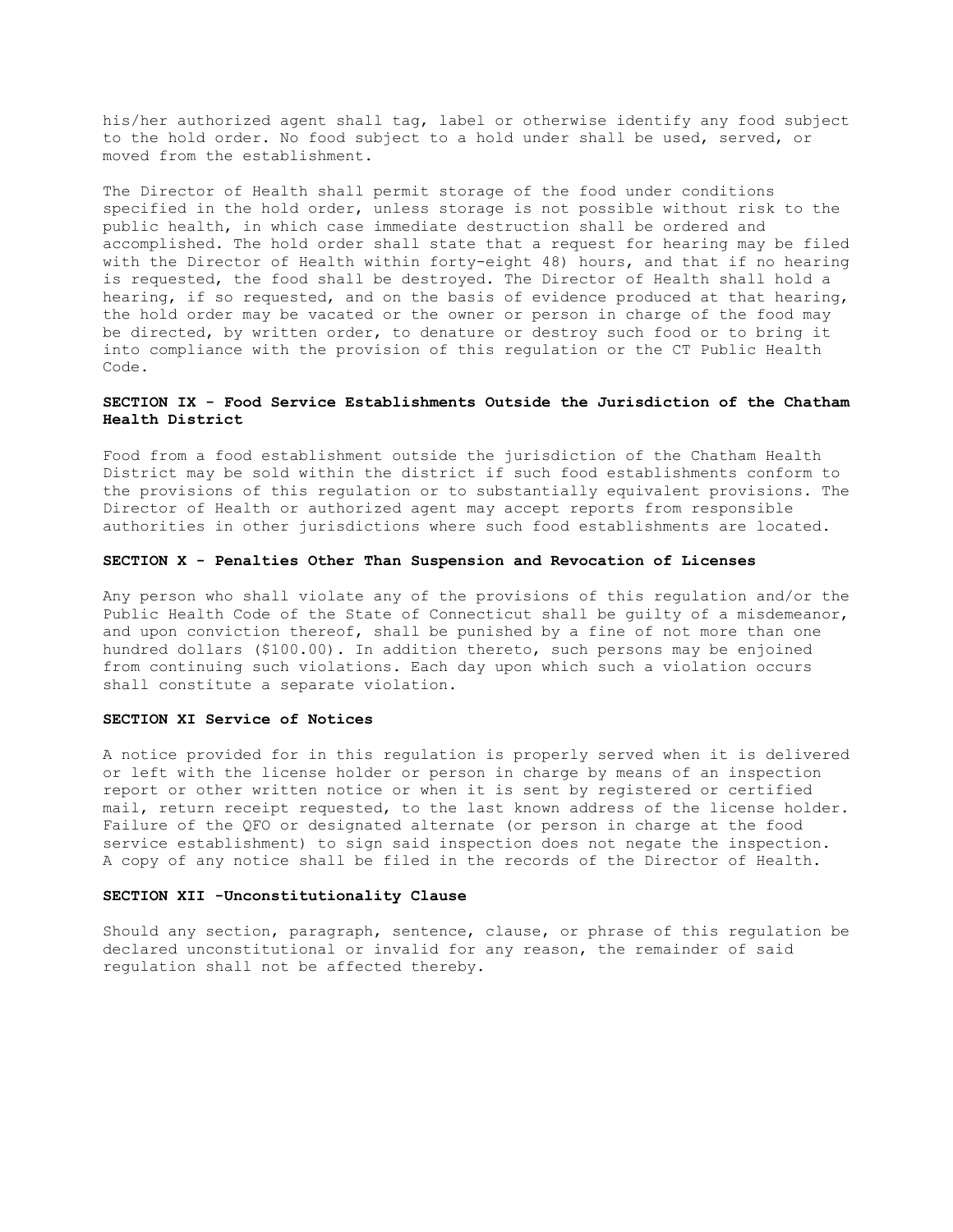his/her authorized agent shall tag, label or otherwise identify any food subject to the hold order. No food subject to a hold under shall be used, served, or moved from the establishment.

The Director of Health shall permit storage of the food under conditions specified in the hold order, unless storage is not possible without risk to the public health, in which case immediate destruction shall be ordered and accomplished. The hold order shall state that a request for hearing may be filed with the Director of Health within forty-eight 48) hours, and that if no hearing is requested, the food shall be destroyed. The Director of Health shall hold a hearing, if so requested, and on the basis of evidence produced at that hearing, the hold order may be vacated or the owner or person in charge of the food may be directed, by written order, to denature or destroy such food or to bring it into compliance with the provision of this regulation or the CT Public Health Code.

**SECTION IX - Food Service Establishments Outside the Jurisdiction of the Chatham Health District**

Food from a food establishment outside the jurisdiction of the Chatham Health District may be sold within the district if such food establishments conform to the provisions of this regulation or to substantially equivalent provisions. The Director of Health or authorized agent may accept reports from responsible authorities in other jurisdictions where such food establishments are located.

**SECTION X - Penalties Other Than Suspension and Revocation of Licenses**

Any person who shall violate any of the provisions of this regulation and/or the Public Health Code of the State of Connecticut shall be guilty of a misdemeanor, and upon conviction thereof, shall be punished by a fine of not more than one hundred dollars ($100.00). In addition thereto, such persons may be enjoined from continuing such violations. Each day upon which such a violation occurs shall constitute a separate violation.

**SECTION XI Service of Notices**

A notice provided for in this regulation is properly served when it is delivered or left with the license holder or person in charge by means of an inspection report or other written notice or when it is sent by registered or certified mail, return receipt requested, to the last known address of the license holder. Failure of the QFO or designated alternate (or person in charge at the food service establishment) to sign said inspection does not negate the inspection. A copy of any notice shall be filed in the records of the Director of Health.

**SECTION XII -Unconstitutionality Clause**

Should any section, paragraph, sentence, clause, or phrase of this regulation be declared unconstitutional or invalid for any reason, the remainder of said regulation shall not be affected thereby.